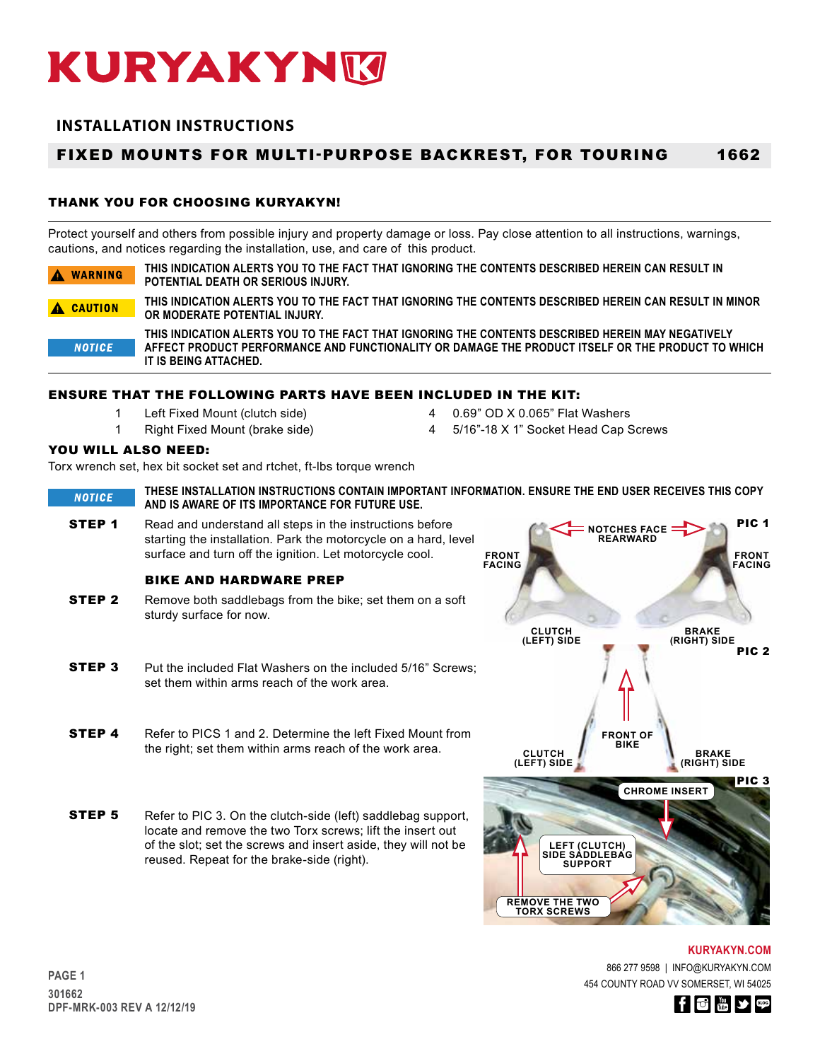# KURYAKYN

## INSTALLATION INSTRUCTIONS

## FIXED MOUNTS FOR MULTI-PURPOSE BACKREST, FOR TOURING 1662

### THANK YOU FOR CHOOSING KURYAKYN!

Protect yourself and others from possible injury and property damage or loss. Pay close attention to all instructions, warnings, cautions, and notices regarding the installation, use, and care of this product.

**⚠ WARNING** — THIS INDICATION ALERTS YOU TO THE FACT THAT IGNORING THE CONTENTS DESCRIBED HEREIN CAN RESULT IN POTENTIAL DEATH OR SERIOUS INJURY.

**⚠ CAUTION** — THIS INDICATION ALERTS YOU TO THE FACT THAT IGNORING THE CONTENTS DESCRIBED HEREIN CAN RESULT IN MINOR OR MODERATE POTENTIAL INJURY.

**NOTICE** — THIS INDICATION ALERTS YOU TO THE FACT THAT IGNORING THE CONTENTS DESCRIBED HEREIN MAY NEGATIVELY AFFECT PRODUCT PERFORMANCE AND FUNCTIONALITY OR DAMAGE THE PRODUCT ITSELF OR THE PRODUCT TO WHICH IT IS BEING ATTACHED.

### ENSURE THAT THE FOLLOWING PARTS HAVE BEEN INCLUDED IN THE KIT:

- 1 Left Fixed Mount (clutch side)
- 1 Right Fixed Mount (brake side)
- 4 0.69" OD X 0.065" Flat Washers
- 4 5/16"-18 X 1" Socket Head Cap Screws

### YOU WILL ALSO NEED:

Torx wrench set, hex bit socket set and rtchet, ft-lbs torque wrench

**NOTICE** — THESE INSTALLATION INSTRUCTIONS CONTAIN IMPORTANT INFORMATION. ENSURE THE END USER RECEIVES THIS COPY AND IS AWARE OF ITS IMPORTANCE FOR FUTURE USE.

**STEP 1** Read and understand all steps in the instructions before starting the installation. Park the motorcycle on a hard, level surface and turn off the ignition. Let motorcycle cool.

### BIKE AND HARDWARE PREP

**STEP 2** Remove both saddlebags from the bike; set them on a soft sturdy surface for now.

**STEP 3** Put the included Flat Washers on the included 5/16" Screws; set them within arms reach of the work area.

**STEP 4** Refer to PICS 1 and 2. Determine the left Fixed Mount from the right; set them within arms reach of the work area.

**STEP 5** Refer to PIC 3. On the clutch-side (left) saddlebag support, locate and remove the two Torx screws; lift the insert out of the slot; set the screws and insert aside, they will not be reused. Repeat for the brake-side (right).

PIC 1: NOTCHES FACE REARWARD; FRONT FACING; CLUTCH (LEFT) SIDE; BRAKE (RIGHT) SIDE

PIC 2: FRONT OF BIKE; CLUTCH (LEFT) SIDE; BRAKE (RIGHT) SIDE

PIC 3: CHROME INSERT; LEFT (CLUTCH) SIDE SADDLEBAG SUPPORT; REMOVE THE TWO TORX SCREWS

KURYAKYN.COM
866 277 9598 | INFO@KURYAKYN.COM
454 COUNTY ROAD VV SOMERSET, WI 54025

301662
DPF-MRK-003 REV A 12/12/19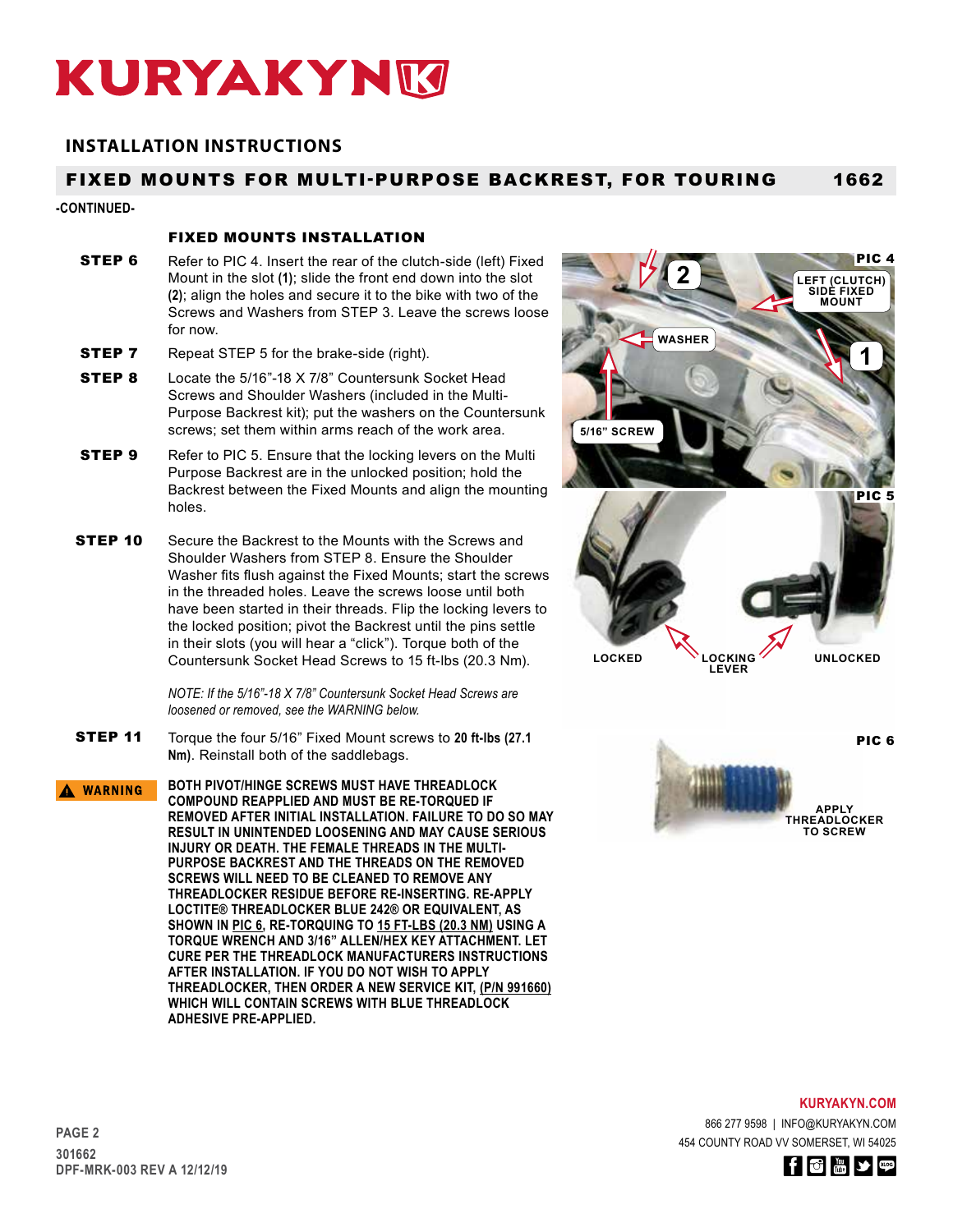# KURYAKYN

## INSTALLATION INSTRUCTIONS

## FIXED MOUNTS FOR MULTI-PURPOSE BACKREST, FOR TOURING — 1662

**-CONTINUED-**

### FIXED MOUNTS INSTALLATION

**STEP 6** Refer to PIC 4. Insert the rear of the clutch-side (left) Fixed Mount in the slot **(1)**; slide the front end down into the slot **(2)**; align the holes and secure it to the bike with two of the Screws and Washers from STEP 3. Leave the screws loose for now.

**STEP 7** Repeat STEP 5 for the brake-side (right).

**STEP 8** Locate the 5/16"-18 X 7/8" Countersunk Socket Head Screws and Shoulder Washers (included in the Multi-Purpose Backrest kit); put the washers on the Countersunk screws; set them within arms reach of the work area.

**STEP 9** Refer to PIC 5. Ensure that the locking levers on the Multi Purpose Backrest are in the unlocked position; hold the Backrest between the Fixed Mounts and align the mounting holes.

**STEP 10** Secure the Backrest to the Mounts with the Screws and Shoulder Washers from STEP 8. Ensure the Shoulder Washer fits flush against the Fixed Mounts; start the screws in the threaded holes. Leave the screws loose until both have been started in their threads. Flip the locking levers to the locked position; pivot the Backrest until the pins settle in their slots (you will hear a "click"). Torque both of the Countersunk Socket Head Screws to 15 ft-lbs (20.3 Nm).

*NOTE: If the 5/16"-18 X 7/8" Countersunk Socket Head Screws are loosened or removed, see the WARNING below.*

**STEP 11** Torque the four 5/16" Fixed Mount screws to **20 ft-lbs (27.1 Nm)**. Reinstall both of the saddlebags.

**⚠ WARNING** **BOTH PIVOT/HINGE SCREWS MUST HAVE THREADLOCK COMPOUND REAPPLIED AND MUST BE RE-TORQUED IF REMOVED AFTER INITIAL INSTALLATION. FAILURE TO DO SO MAY RESULT IN UNINTENDED LOOSENING AND MAY CAUSE SERIOUS INJURY OR DEATH. THE FEMALE THREADS IN THE MULTI-PURPOSE BACKREST AND THE THREADS ON THE REMOVED SCREWS WILL NEED TO BE CLEANED TO REMOVE ANY THREADLOCKER RESIDUE BEFORE RE-INSERTING. RE-APPLY LOCTITE® THREADLOCKER BLUE 242® OR EQUIVALENT, AS SHOWN IN PIC 6, RE-TORQUING TO 15 FT-LBS (20.3 NM) USING A TORQUE WRENCH AND 3/16" ALLEN/HEX KEY ATTACHMENT. LET CURE PER THE THREADLOCK MANUFACTURERS INSTRUCTIONS AFTER INSTALLATION. IF YOU DO NOT WISH TO APPLY THREADLOCKER, THEN ORDER A NEW SERVICE KIT, (P/N 991660) WHICH WILL CONTAIN SCREWS WITH BLUE THREADLOCK ADHESIVE PRE-APPLIED.**

PIC 4 — 2; LEFT (CLUTCH) SIDE FIXED MOUNT; WASHER; 1; 5/16" SCREW

PIC 5 — LOCKED; LOCKING LEVER; UNLOCKED

PIC 6 — APPLY THREADLOCKER TO SCREW

301662
DPF-MRK-003 REV A 12/12/19

KURYAKYN.COM
866 277 9598 | INFO@KURYAKYN.COM
454 COUNTY ROAD VV SOMERSET, WI 54025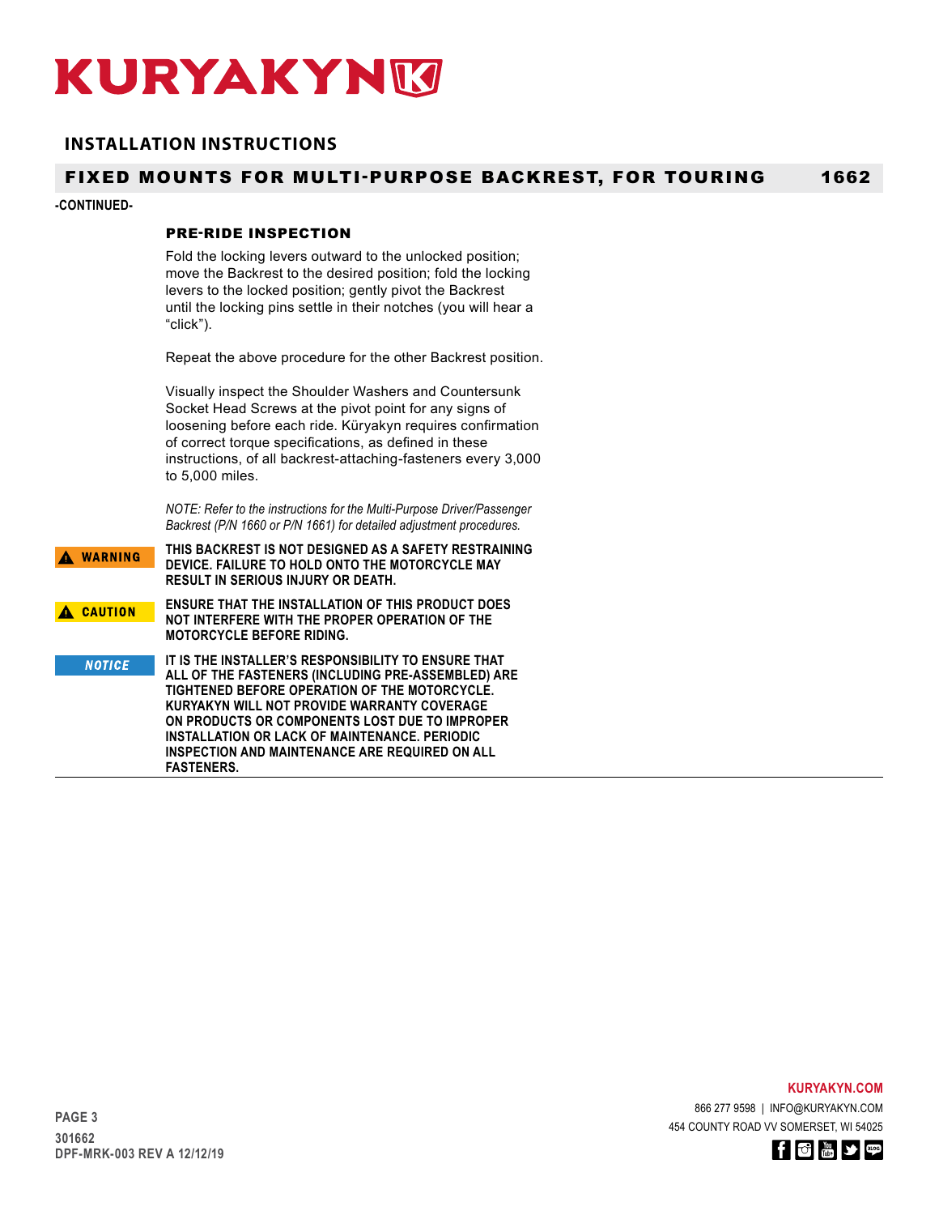# KURYAKYN

## INSTALLATION INSTRUCTIONS

## FIXED MOUNTS FOR MULTI-PURPOSE BACKREST, FOR TOURING 1662

**-CONTINUED-**

### PRE-RIDE INSPECTION

Fold the locking levers outward to the unlocked position; move the Backrest to the desired position; fold the locking levers to the locked position; gently pivot the Backrest until the locking pins settle in their notches (you will hear a “click”).

Repeat the above procedure for the other Backrest position.

Visually inspect the Shoulder Washers and Countersunk Socket Head Screws at the pivot point for any signs of loosening before each ride. Küryakyn requires confirmation of correct torque specifications, as defined in these instructions, of all backrest-attaching-fasteners every 3,000 to 5,000 miles.

*NOTE: Refer to the instructions for the Multi-Purpose Driver/Passenger Backrest (P/N 1660 or P/N 1661) for detailed adjustment procedures.*

**⚠ WARNING** **THIS BACKREST IS NOT DESIGNED AS A SAFETY RESTRAINING DEVICE. FAILURE TO HOLD ONTO THE MOTORCYCLE MAY RESULT IN SERIOUS INJURY OR DEATH.**

**⚠ CAUTION** **ENSURE THAT THE INSTALLATION OF THIS PRODUCT DOES NOT INTERFERE WITH THE PROPER OPERATION OF THE MOTORCYCLE BEFORE RIDING.**

***NOTICE*** **IT IS THE INSTALLER’S RESPONSIBILITY TO ENSURE THAT ALL OF THE FASTENERS (INCLUDING PRE-ASSEMBLED) ARE TIGHTENED BEFORE OPERATION OF THE MOTORCYCLE. KURYAKYN WILL NOT PROVIDE WARRANTY COVERAGE ON PRODUCTS OR COMPONENTS LOST DUE TO IMPROPER INSTALLATION OR LACK OF MAINTENANCE. PERIODIC INSPECTION AND MAINTENANCE ARE REQUIRED ON ALL FASTENERS.**

---

301662
DPF-MRK-003 REV A 12/12/19

KURYAKYN.COM
866 277 9598 | INFO@KURYAKYN.COM
454 COUNTY ROAD VV SOMERSET, WI 54025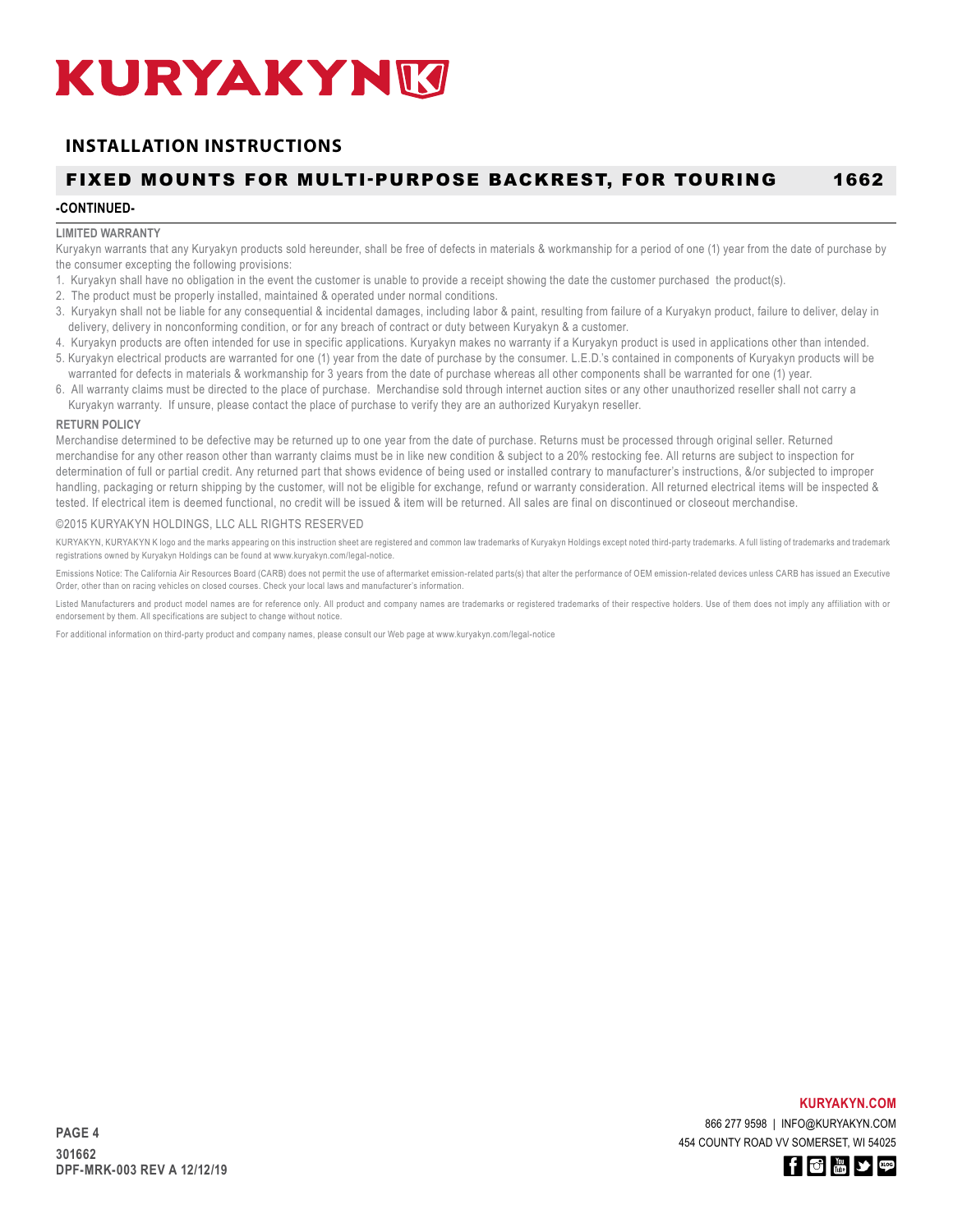# KURYAKYN

## INSTALLATION INSTRUCTIONS

## FIXED MOUNTS FOR MULTI-PURPOSE BACKREST, FOR TOURING 1662

**-CONTINUED-**

**LIMITED WARRANTY**

Kuryakyn warrants that any Kuryakyn products sold hereunder, shall be free of defects in materials & workmanship for a period of one (1) year from the date of purchase by the consumer excepting the following provisions:

1. Kuryakyn shall have no obligation in the event the customer is unable to provide a receipt showing the date the customer purchased the product(s).
2. The product must be properly installed, maintained & operated under normal conditions.
3. Kuryakyn shall not be liable for any consequential & incidental damages, including labor & paint, resulting from failure of a Kuryakyn product, failure to deliver, delay in delivery, delivery in nonconforming condition, or for any breach of contract or duty between Kuryakyn & a customer.
4. Kuryakyn products are often intended for use in specific applications. Kuryakyn makes no warranty if a Kuryakyn product is used in applications other than intended.
5. Kuryakyn electrical products are warranted for one (1) year from the date of purchase by the consumer. L.E.D.'s contained in components of Kuryakyn products will be warranted for defects in materials & workmanship for 3 years from the date of purchase whereas all other components shall be warranted for one (1) year.
6. All warranty claims must be directed to the place of purchase. Merchandise sold through internet auction sites or any other unauthorized reseller shall not carry a Kuryakyn warranty. If unsure, please contact the place of purchase to verify they are an authorized Kuryakyn reseller.

**RETURN POLICY**

Merchandise determined to be defective may be returned up to one year from the date of purchase. Returns must be processed through original seller. Returned merchandise for any other reason other than warranty claims must be in like new condition & subject to a 20% restocking fee. All returns are subject to inspection for determination of full or partial credit. Any returned part that shows evidence of being used or installed contrary to manufacturer's instructions, &/or subjected to improper handling, packaging or return shipping by the customer, will not be eligible for exchange, refund or warranty consideration. All returned electrical items will be inspected & tested. If electrical item is deemed functional, no credit will be issued & item will be returned. All sales are final on discontinued or closeout merchandise.

©2015 KURYAKYN HOLDINGS, LLC ALL RIGHTS RESERVED

KURYAKYN, KURYAKYN K logo and the marks appearing on this instruction sheet are registered and common law trademarks of Kuryakyn Holdings except noted third-party trademarks. A full listing of trademarks and trademark registrations owned by Kuryakyn Holdings can be found at www.kuryakyn.com/legal-notice.

Emissions Notice: The California Air Resources Board (CARB) does not permit the use of aftermarket emission-related parts(s) that alter the performance of OEM emission-related devices unless CARB has issued an Executive Order, other than on racing vehicles on closed courses. Check your local laws and manufacturer's information.

Listed Manufacturers and product model names are for reference only. All product and company names are trademarks or registered trademarks of their respective holders. Use of them does not imply any affiliation with or endorsement by them. All specifications are subject to change without notice.

For additional information on third-party product and company names, please consult our Web page at www.kuryakyn.com/legal-notice

301662
DPF-MRK-003 REV A 12/12/19

**KURYAKYN.COM**
866 277 9598 | INFO@KURYAKYN.COM
454 COUNTY ROAD VV SOMERSET, WI 54025